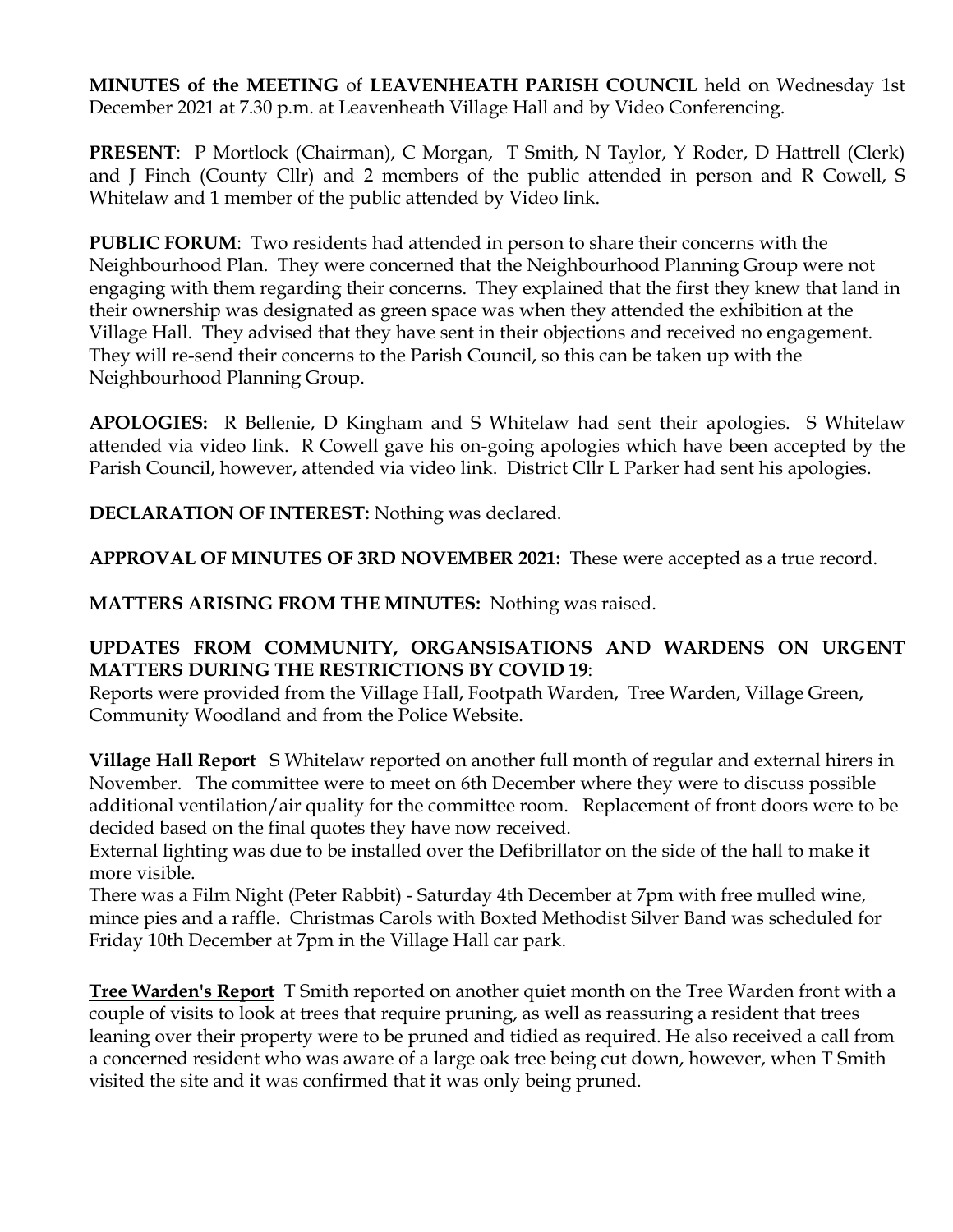**MINUTES of the MEETING** of **LEAVENHEATH PARISH COUNCIL** held on Wednesday 1st December 2021 at 7.30 p.m. at Leavenheath Village Hall and by Video Conferencing.

**PRESENT**: P Mortlock (Chairman), C Morgan, T Smith, N Taylor, Y Roder, D Hattrell (Clerk) and J Finch (County Cllr) and 2 members of the public attended in person and R Cowell, S Whitelaw and 1 member of the public attended by Video link.

**PUBLIC FORUM**: Two residents had attended in person to share their concerns with the Neighbourhood Plan. They were concerned that the Neighbourhood Planning Group were not engaging with them regarding their concerns. They explained that the first they knew that land in their ownership was designated as green space was when they attended the exhibition at the Village Hall. They advised that they have sent in their objections and received no engagement. They will re-send their concerns to the Parish Council, so this can be taken up with the Neighbourhood Planning Group.

**APOLOGIES:** R Bellenie, D Kingham and S Whitelaw had sent their apologies. S Whitelaw attended via video link. R Cowell gave his on-going apologies which have been accepted by the Parish Council, however, attended via video link. District Cllr L Parker had sent his apologies.

**DECLARATION OF INTEREST:** Nothing was declared.

**APPROVAL OF MINUTES OF 3RD NOVEMBER 2021:** These were accepted as a true record.

**MATTERS ARISING FROM THE MINUTES:** Nothing was raised.

**UPDATES FROM COMMUNITY, ORGANSISATIONS AND WARDENS ON URGENT MATTERS DURING THE RESTRICTIONS BY COVID 19**:
Reports were provided from the Village Hall, Footpath Warden, Tree Warden, Village Green, Community Woodland and from the Police Website.

**Village Hall Report** S Whitelaw reported on another full month of regular and external hirers in November. The committee were to meet on 6th December where they were to discuss possible additional ventilation/air quality for the committee room. Replacement of front doors were to be decided based on the final quotes they have now received.
External lighting was due to be installed over the Defibrillator on the side of the hall to make it more visible.
There was a Film Night (Peter Rabbit) - Saturday 4th December at 7pm with free mulled wine, mince pies and a raffle. Christmas Carols with Boxted Methodist Silver Band was scheduled for Friday 10th December at 7pm in the Village Hall car park.

**Tree Warden's Report** T Smith reported on another quiet month on the Tree Warden front with a couple of visits to look at trees that require pruning, as well as reassuring a resident that trees leaning over their property were to be pruned and tidied as required. He also received a call from a concerned resident who was aware of a large oak tree being cut down, however, when T Smith visited the site and it was confirmed that it was only being pruned.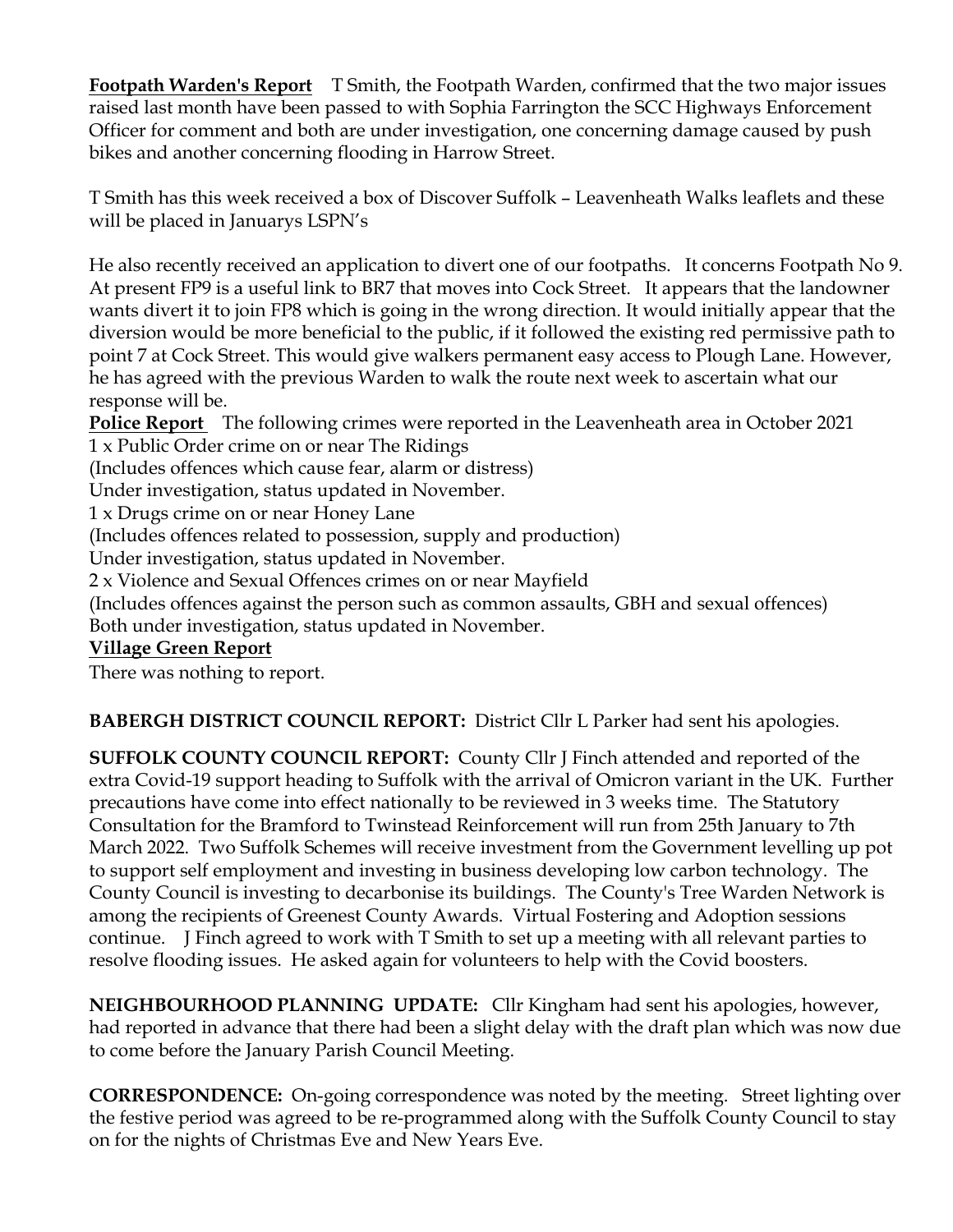**Footpath Warden's Report** T Smith, the Footpath Warden, confirmed that the two major issues raised last month have been passed to with Sophia Farrington the SCC Highways Enforcement Officer for comment and both are under investigation, one concerning damage caused by push bikes and another concerning flooding in Harrow Street.

T Smith has this week received a box of Discover Suffolk – Leavenheath Walks leaflets and these will be placed in Januarys LSPN's

He also recently received an application to divert one of our footpaths. It concerns Footpath No 9. At present FP9 is a useful link to BR7 that moves into Cock Street. It appears that the landowner wants divert it to join FP8 which is going in the wrong direction. It would initially appear that the diversion would be more beneficial to the public, if it followed the existing red permissive path to point 7 at Cock Street. This would give walkers permanent easy access to Plough Lane. However, he has agreed with the previous Warden to walk the route next week to ascertain what our response will be.

**Police Report** The following crimes were reported in the Leavenheath area in October 2021

1 x Public Order crime on or near The Ridings
(Includes offences which cause fear, alarm or distress)
Under investigation, status updated in November.

1 x Drugs crime on or near Honey Lane
(Includes offences related to possession, supply and production)
Under investigation, status updated in November.

2 x Violence and Sexual Offences crimes on or near Mayfield
(Includes offences against the person such as common assaults, GBH and sexual offences)
Both under investigation, status updated in November.

**Village Green Report**

There was nothing to report.

**BABERGH DISTRICT COUNCIL REPORT:** District Cllr L Parker had sent his apologies.

**SUFFOLK COUNTY COUNCIL REPORT:** County Cllr J Finch attended and reported of the extra Covid-19 support heading to Suffolk with the arrival of Omicron variant in the UK. Further precautions have come into effect nationally to be reviewed in 3 weeks time. The Statutory Consultation for the Bramford to Twinstead Reinforcement will run from 25th January to 7th March 2022. Two Suffolk Schemes will receive investment from the Government levelling up pot to support self employment and investing in business developing low carbon technology. The County Council is investing to decarbonise its buildings. The County's Tree Warden Network is among the recipients of Greenest County Awards. Virtual Fostering and Adoption sessions continue. J Finch agreed to work with T Smith to set up a meeting with all relevant parties to resolve flooding issues. He asked again for volunteers to help with the Covid boosters.

**NEIGHBOURHOOD PLANNING UPDATE:** Cllr Kingham had sent his apologies, however, had reported in advance that there had been a slight delay with the draft plan which was now due to come before the January Parish Council Meeting.

**CORRESPONDENCE:** On-going correspondence was noted by the meeting. Street lighting over the festive period was agreed to be re-programmed along with the Suffolk County Council to stay on for the nights of Christmas Eve and New Years Eve.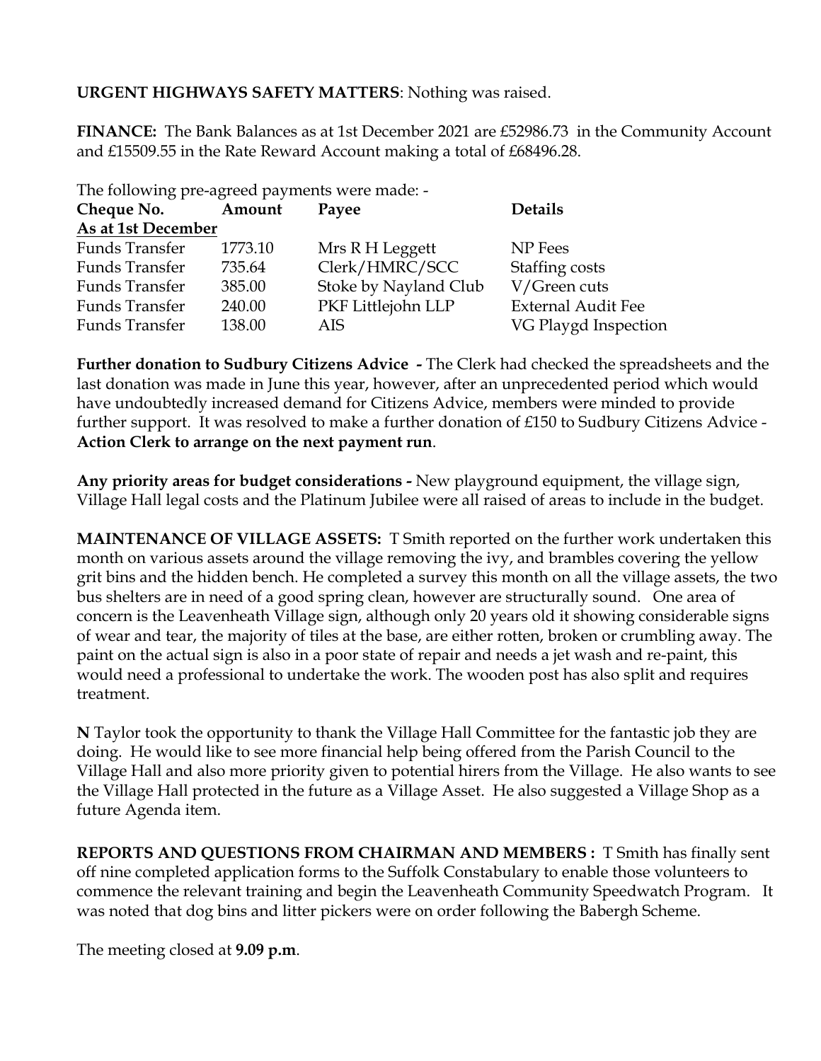**URGENT HIGHWAYS SAFETY MATTERS**: Nothing was raised.

**FINANCE:** The Bank Balances as at 1st December 2021 are £52986.73 in the Community Account and £15509.55 in the Rate Reward Account making a total of £68496.28.

The following pre-agreed payments were made: -

| Cheque No. | Amount | Payee | Details |
|---|---|---|---|
| **As at 1st December** | | | |
| Funds Transfer | 1773.10 | Mrs R H Leggett | NP Fees |
| Funds Transfer | 735.64 | Clerk/HMRC/SCC | Staffing costs |
| Funds Transfer | 385.00 | Stoke by Nayland Club | V/Green cuts |
| Funds Transfer | 240.00 | PKF Littlejohn LLP | External Audit Fee |
| Funds Transfer | 138.00 | AIS | VG Playgd Inspection |

**Further donation to Sudbury Citizens Advice -** The Clerk had checked the spreadsheets and the last donation was made in June this year, however, after an unprecedented period which would have undoubtedly increased demand for Citizens Advice, members were minded to provide further support. It was resolved to make a further donation of £150 to Sudbury Citizens Advice - **Action Clerk to arrange on the next payment run**.

**Any priority areas for budget considerations -** New playground equipment, the village sign, Village Hall legal costs and the Platinum Jubilee were all raised of areas to include in the budget.

**MAINTENANCE OF VILLAGE ASSETS:** T Smith reported on the further work undertaken this month on various assets around the village removing the ivy, and brambles covering the yellow grit bins and the hidden bench. He completed a survey this month on all the village assets, the two bus shelters are in need of a good spring clean, however are structurally sound. One area of concern is the Leavenheath Village sign, although only 20 years old it showing considerable signs of wear and tear, the majority of tiles at the base, are either rotten, broken or crumbling away. The paint on the actual sign is also in a poor state of repair and needs a jet wash and re-paint, this would need a professional to undertake the work. The wooden post has also split and requires treatment.

**N** Taylor took the opportunity to thank the Village Hall Committee for the fantastic job they are doing. He would like to see more financial help being offered from the Parish Council to the Village Hall and also more priority given to potential hirers from the Village. He also wants to see the Village Hall protected in the future as a Village Asset. He also suggested a Village Shop as a future Agenda item.

**REPORTS AND QUESTIONS FROM CHAIRMAN AND MEMBERS :** T Smith has finally sent off nine completed application forms to the Suffolk Constabulary to enable those volunteers to commence the relevant training and begin the Leavenheath Community Speedwatch Program. It was noted that dog bins and litter pickers were on order following the Babergh Scheme.

The meeting closed at **9.09 p.m**.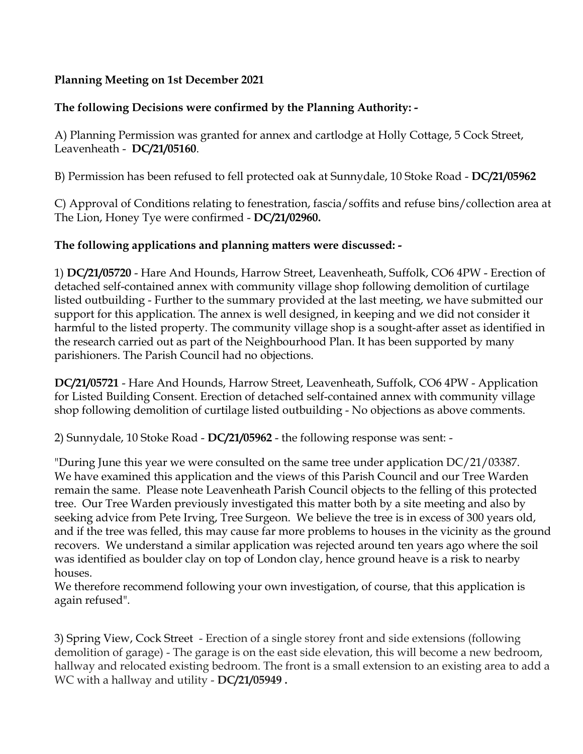**Planning Meeting on 1st December 2021**

**The following Decisions were confirmed by the Planning Authority: -**

A) Planning Permission was granted for annex and cartlodge at Holly Cottage, 5 Cock Street, Leavenheath - **DC/21/05160**.

B) Permission has been refused to fell protected oak at Sunnydale, 10 Stoke Road - **DC/21/05962**

C) Approval of Conditions relating to fenestration, fascia/soffits and refuse bins/collection area at The Lion, Honey Tye were confirmed - **DC/21/02960.**

**The following applications and planning matters were discussed: -**

1) **DC/21/05720** - Hare And Hounds, Harrow Street, Leavenheath, Suffolk, CO6 4PW - Erection of detached self-contained annex with community village shop following demolition of curtilage listed outbuilding - Further to the summary provided at the last meeting, we have submitted our support for this application. The annex is well designed, in keeping and we did not consider it harmful to the listed property. The community village shop is a sought-after asset as identified in the research carried out as part of the Neighbourhood Plan. It has been supported by many parishioners. The Parish Council had no objections.

**DC/21/05721** - Hare And Hounds, Harrow Street, Leavenheath, Suffolk, CO6 4PW - Application for Listed Building Consent. Erection of detached self-contained annex with community village shop following demolition of curtilage listed outbuilding - No objections as above comments.

2) Sunnydale, 10 Stoke Road - **DC/21/05962** - the following response was sent: -

"During June this year we were consulted on the same tree under application DC/21/03387. We have examined this application and the views of this Parish Council and our Tree Warden remain the same. Please note Leavenheath Parish Council objects to the felling of this protected tree. Our Tree Warden previously investigated this matter both by a site meeting and also by seeking advice from Pete Irving, Tree Surgeon. We believe the tree is in excess of 300 years old, and if the tree was felled, this may cause far more problems to houses in the vicinity as the ground recovers. We understand a similar application was rejected around ten years ago where the soil was identified as boulder clay on top of London clay, hence ground heave is a risk to nearby houses.
We therefore recommend following your own investigation, of course, that this application is again refused".

3) Spring View, Cock Street - Erection of a single storey front and side extensions (following demolition of garage) - The garage is on the east side elevation, this will become a new bedroom, hallway and relocated existing bedroom. The front is a small extension to an existing area to add a WC with a hallway and utility - **DC/21/05949 .**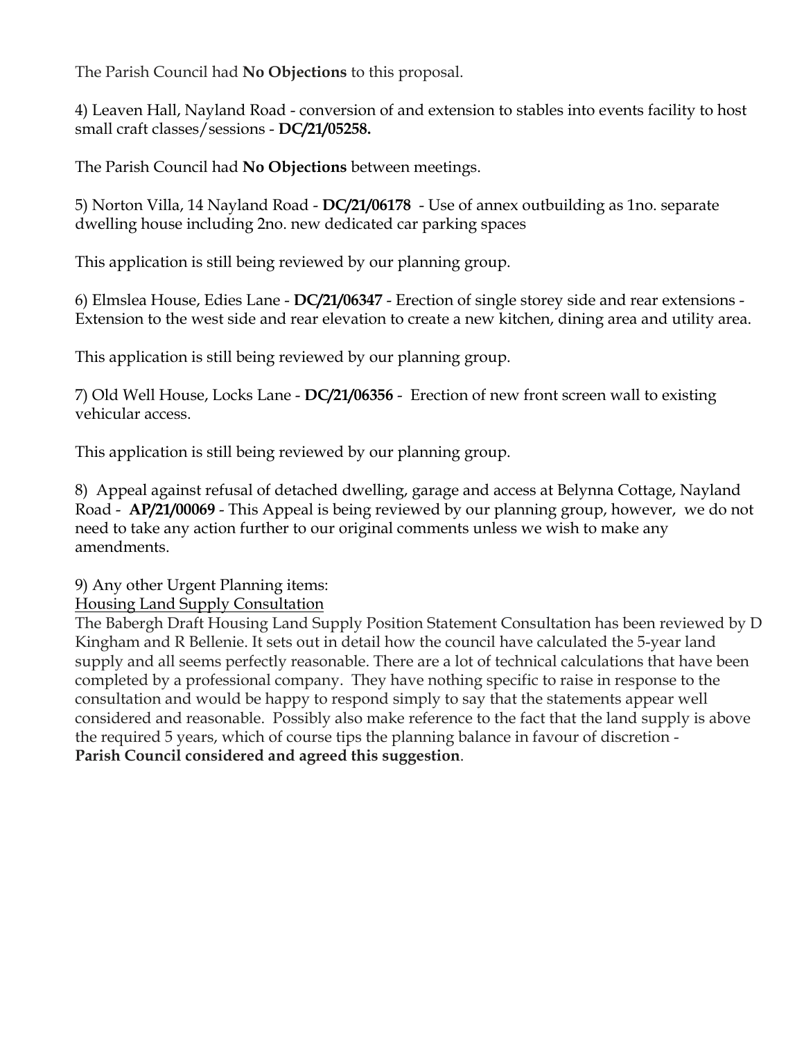The Parish Council had **No Objections** to this proposal.

4) Leaven Hall, Nayland Road - conversion of and extension to stables into events facility to host small craft classes/sessions - **DC/21/05258.**

The Parish Council had **No Objections** between meetings.

5) Norton Villa, 14 Nayland Road - **DC/21/06178** - Use of annex outbuilding as 1no. separate dwelling house including 2no. new dedicated car parking spaces

This application is still being reviewed by our planning group.

6) Elmslea House, Edies Lane - **DC/21/06347** - Erection of single storey side and rear extensions - Extension to the west side and rear elevation to create a new kitchen, dining area and utility area.

This application is still being reviewed by our planning group.

7) Old Well House, Locks Lane - **DC/21/06356** - Erection of new front screen wall to existing vehicular access.

This application is still being reviewed by our planning group.

8) Appeal against refusal of detached dwelling, garage and access at Belynna Cottage, Nayland Road - **AP/21/00069** - This Appeal is being reviewed by our planning group, however, we do not need to take any action further to our original comments unless we wish to make any amendments.

9) Any other Urgent Planning items:
<u>Housing Land Supply Consultation</u>
The Babergh Draft Housing Land Supply Position Statement Consultation has been reviewed by D Kingham and R Bellenie. It sets out in detail how the council have calculated the 5-year land supply and all seems perfectly reasonable. There are a lot of technical calculations that have been completed by a professional company. They have nothing specific to raise in response to the consultation and would be happy to respond simply to say that the statements appear well considered and reasonable. Possibly also make reference to the fact that the land supply is above the required 5 years, which of course tips the planning balance in favour of discretion -
**Parish Council considered and agreed this suggestion**.